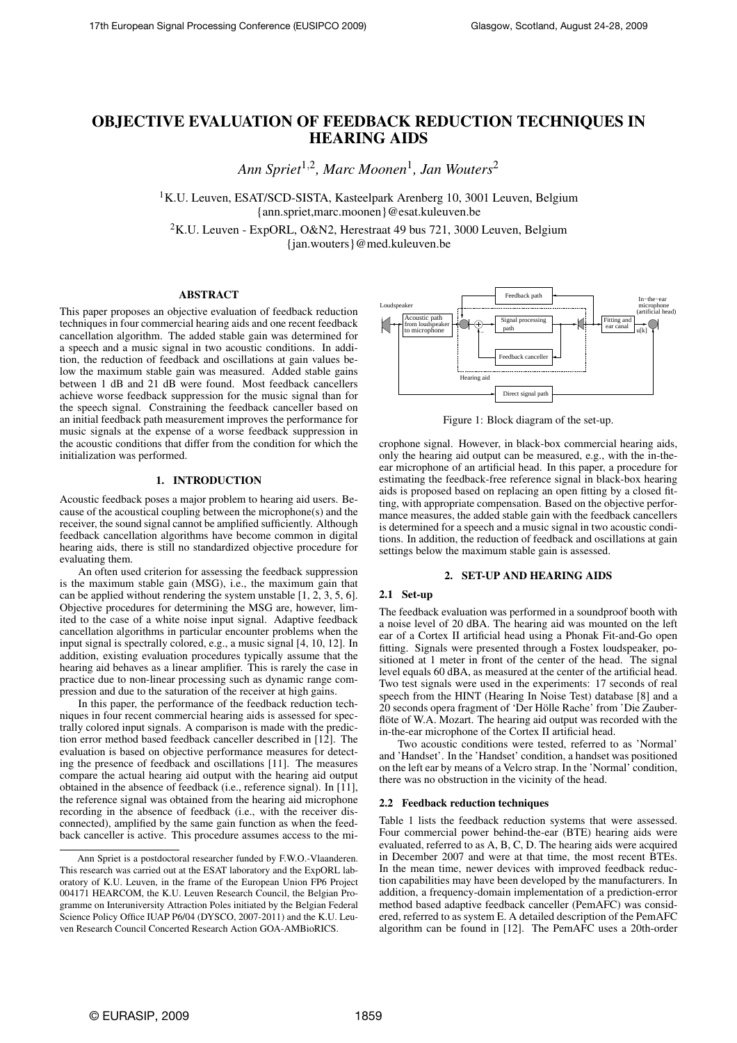# OBJECTIVE EVALUATION OF FEEDBACK REDUCTION TECHNIQUES IN HEARING AIDS

*Ann Spriet*[1,2], *Marc Moonen*[1], *Jan Wouters*[2]

[1]K.U. Leuven, ESAT/SCD-SISTA, Kasteelpark Arenberg 10, 3001 Leuven, Belgium
{ann.spriet,marc.moonen}@esat.kuleuven.be

[2]K.U. Leuven - ExpORL, O&N2, Herestraat 49 bus 721, 3000 Leuven, Belgium
{jan.wouters}@med.kuleuven.be

## ABSTRACT

This paper proposes an objective evaluation of feedback reduction techniques in four commercial hearing aids and one recent feedback cancellation algorithm. The added stable gain was determined for a speech and a music signal in two acoustic conditions. In addition, the reduction of feedback and oscillations at gain values below the maximum stable gain was measured. Added stable gains between 1 dB and 21 dB were found. Most feedback cancellers achieve worse feedback suppression for the music signal than for the speech signal. Constraining the feedback canceller based on an initial feedback path measurement improves the performance for music signals at the expense of a worse feedback suppression in the acoustic conditions that differ from the condition for which the initialization was performed.

## 1. INTRODUCTION

Acoustic feedback poses a major problem to hearing aid users. Because of the acoustical coupling between the microphone(s) and the receiver, the sound signal cannot be amplified sufficiently. Although feedback cancellation algorithms have become common in digital hearing aids, there is still no standardized objective procedure for evaluating them.

An often used criterion for assessing the feedback suppression is the maximum stable gain (MSG), i.e., the maximum gain that can be applied without rendering the system unstable [1, 2, 3, 5, 6]. Objective procedures for determining the MSG are, however, limited to the case of a white noise input signal. Adaptive feedback cancellation algorithms in particular encounter problems when the input signal is spectrally colored, e.g., a music signal [4, 10, 12]. In addition, existing evaluation procedures typically assume that the hearing aid behaves as a linear amplifier. This is rarely the case in practice due to non-linear processing such as dynamic range compression and due to the saturation of the receiver at high gains.

In this paper, the performance of the feedback reduction techniques in four recent commercial hearing aids is assessed for spectrally colored input signals. A comparison is made with the prediction error method based feedback canceller described in [12]. The evaluation is based on objective performance measures for detecting the presence of feedback and oscillations [11]. The measures compare the actual hearing aid output with the hearing aid output obtained in the absence of feedback (i.e., reference signal). In [11], the reference signal was obtained from the hearing aid microphone recording in the absence of feedback (i.e., with the receiver disconnected), amplified by the same gain function as when the feedback canceller is active. This procedure assumes access to the microphone signal. However, in black-box commercial hearing aids, only the hearing aid output can be measured, e.g., with the in-the-ear microphone of an artificial head. In this paper, a procedure for estimating the feedback-free reference signal in black-box hearing aids is proposed based on replacing an open fitting by a closed fitting, with appropriate compensation. Based on the objective performance measures, the added stable gain with the feedback cancellers is determined for a speech and a music signal in two acoustic conditions. In addition, the reduction of feedback and oscillations at gain settings below the maximum stable gain is assessed.

Figure 1: Block diagram of the set-up.

## 2. SET-UP AND HEARING AIDS

### 2.1 Set-up

The feedback evaluation was performed in a soundproof booth with a noise level of 20 dBA. The hearing aid was mounted on the left ear of a Cortex II artificial head using a Phonak Fit-and-Go open fitting. Signals were presented through a Fostex loudspeaker, positioned at 1 meter in front of the center of the head. The signal level equals 60 dBA, as measured at the center of the artificial head. Two test signals were used in the experiments: 17 seconds of real speech from the HINT (Hearing In Noise Test) database [8] and a 20 seconds opera fragment of 'Der Hölle Rache' from 'Die Zauberflöte of W.A. Mozart. The hearing aid output was recorded with the in-the-ear microphone of the Cortex II artificial head.

Two acoustic conditions were tested, referred to as 'Normal' and 'Handset'. In the 'Handset' condition, a handset was positioned on the left ear by means of a Velcro strap. In the 'Normal' condition, there was no obstruction in the vicinity of the head.

### 2.2 Feedback reduction techniques

Table 1 lists the feedback reduction systems that were assessed. Four commercial power behind-the-ear (BTE) hearing aids were evaluated, referred to as A, B, C, D. The hearing aids were acquired in December 2007 and were at that time, the most recent BTEs. In the mean time, newer devices with improved feedback reduction capabilities may have been developed by the manufacturers. In addition, a frequency-domain implementation of a prediction-error method based adaptive feedback canceller (PemAFC) was considered, referred to as system E. A detailed description of the PemAFC algorithm can be found in [12]. The PemAFC uses a 20th-order

---

Ann Spriet is a postdoctoral researcher funded by F.W.O.-Vlaanderen. This research was carried out at the ESAT laboratory and the ExpORL laboratory of K.U. Leuven, in the frame of the European Union FP6 Project 004171 HEARCOM, the K.U. Leuven Research Council, the Belgian Programme on Interuniversity Attraction Poles initiated by the Belgian Federal Science Policy Office IUAP P6/04 (DYSCO, 2007-2011) and the K.U. Leuven Research Council Concerted Research Action GOA-AMBioRICS.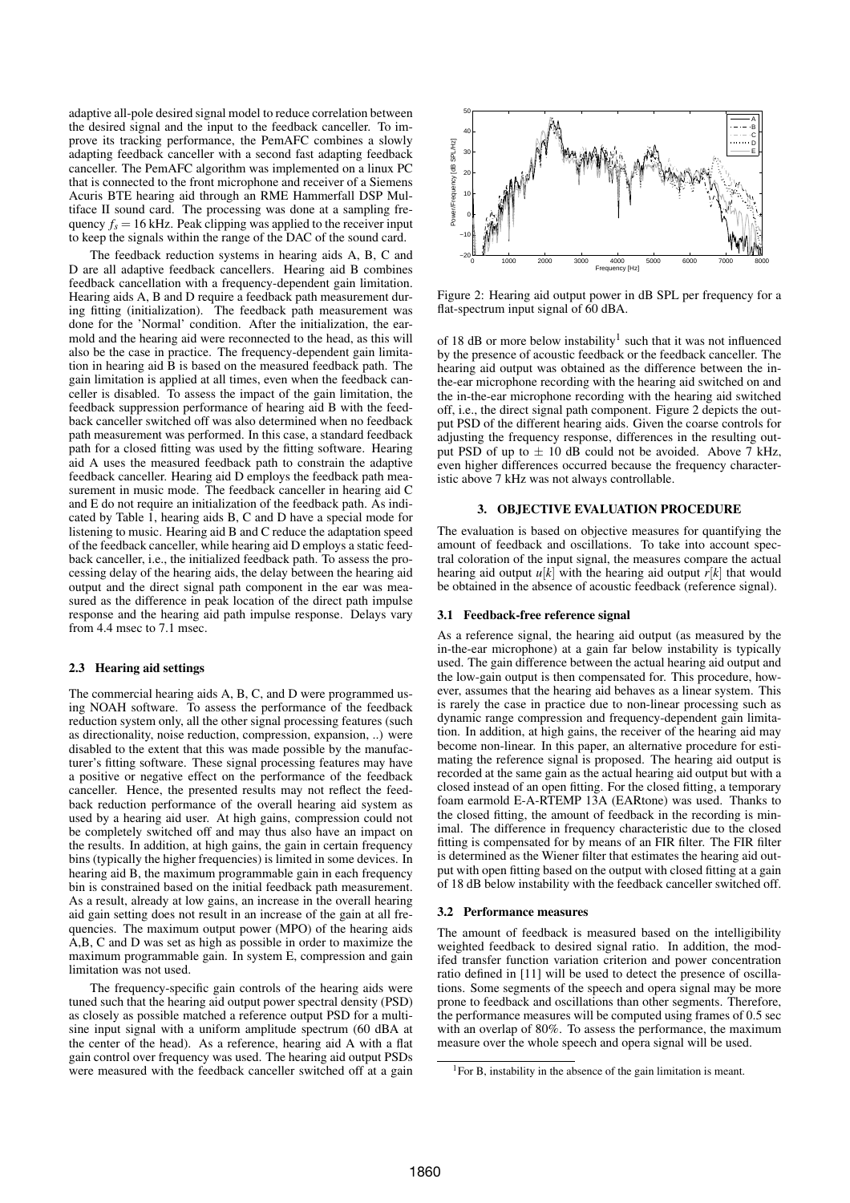adaptive all-pole desired signal model to reduce correlation between the desired signal and the input to the feedback canceller. To improve its tracking performance, the PemAFC combines a slowly adapting feedback canceller with a second fast adapting feedback canceller. The PemAFC algorithm was implemented on a linux PC that is connected to the front microphone and receiver of a Siemens Acuris BTE hearing aid through an RME Hammerfall DSP Multiface II sound card. The processing was done at a sampling frequency $f_s = 16$ kHz. Peak clipping was applied to the receiver input to keep the signals within the range of the DAC of the sound card.

The feedback reduction systems in hearing aids A, B, C and D are all adaptive feedback cancellers. Hearing aid B combines feedback cancellation with a frequency-dependent gain limitation. Hearing aids A, B and D require a feedback path measurement during fitting (initialization). The feedback path measurement was done for the 'Normal' condition. After the initialization, the earmold and the hearing aid were reconnected to the head, as this will also be the case in practice. The frequency-dependent gain limitation in hearing aid B is based on the measured feedback path. The gain limitation is applied at all times, even when the feedback canceller is disabled. To assess the impact of the gain limitation, the feedback suppression performance of hearing aid B with the feedback canceller switched off was also determined when no feedback path measurement was performed. In this case, a standard feedback path for a closed fitting was used by the fitting software. Hearing aid A uses the measured feedback path to constrain the adaptive feedback canceller. Hearing aid D employs the feedback path measurement in music mode. The feedback canceller in hearing aid C and E do not require an initialization of the feedback path. As indicated by Table 1, hearing aids B, C and D have a special mode for listening to music. Hearing aid B and C reduce the adaptation speed of the feedback canceller, while hearing aid D employs a static feedback canceller, i.e., the initialized feedback path. To assess the processing delay of the hearing aids, the delay between the hearing aid output and the direct signal path component in the ear was measured as the difference in peak location of the direct path impulse response and the hearing aid path impulse response. Delays vary from 4.4 msec to 7.1 msec.

### 2.3 Hearing aid settings

The commercial hearing aids A, B, C, and D were programmed using NOAH software. To assess the performance of the feedback reduction system only, all the other signal processing features (such as directionality, noise reduction, compression, expansion, ..) were disabled to the extent that this was made possible by the manufacturer's fitting software. These signal processing features may have a positive or negative effect on the performance of the feedback canceller. Hence, the presented results may not reflect the feedback reduction performance of the overall hearing aid system as used by a hearing aid user. At high gains, compression could not be completely switched off and may thus also have an impact on the results. In addition, at high gains, the gain in certain frequency bins (typically the higher frequencies) is limited in some devices. In hearing aid B, the maximum programmable gain in each frequency bin is constrained based on the initial feedback path measurement. As a result, already at low gains, an increase in the overall hearing aid gain setting does not result in an increase of the gain at all frequencies. The maximum output power (MPO) of the hearing aids A,B, C and D was set as high as possible in order to maximize the maximum programmable gain. In system E, compression and gain limitation was not used.

The frequency-specific gain controls of the hearing aids were tuned such that the hearing aid output power spectral density (PSD) as closely as possible matched a reference output PSD for a multisine input signal with a uniform amplitude spectrum (60 dBA at the center of the head). As a reference, hearing aid A with a flat gain control over frequency was used. The hearing aid output PSDs were measured with the feedback canceller switched off at a gain of 18 dB or more below instability[1] such that it was not influenced by the presence of acoustic feedback or the feedback canceller. The hearing aid output was obtained as the difference between the in-the-ear microphone recording with the hearing aid switched on and the in-the-ear microphone recording with the hearing aid switched off, i.e., the direct signal path component. Figure 2 depicts the output PSD of the different hearing aids. Given the coarse controls for adjusting the frequency response, differences in the resulting output PSD of up to $\pm$ 10 dB could not be avoided. Above 7 kHz, even higher differences occurred because the frequency characteristic above 7 kHz was not always controllable.

Figure 2: Hearing aid output power in dB SPL per frequency for a flat-spectrum input signal of 60 dBA.

## 3. OBJECTIVE EVALUATION PROCEDURE

The evaluation is based on objective measures for quantifying the amount of feedback and oscillations. To take into account spectral coloration of the input signal, the measures compare the actual hearing aid output $u[k]$ with the hearing aid output $r[k]$ that would be obtained in the absence of acoustic feedback (reference signal).

### 3.1 Feedback-free reference signal

As a reference signal, the hearing aid output (as measured by the in-the-ear microphone) at a gain far below instability is typically used. The gain difference between the actual hearing aid output and the low-gain output is then compensated for. This procedure, however, assumes that the hearing aid behaves as a linear system. This is rarely the case in practice due to non-linear processing such as dynamic range compression and frequency-dependent gain limitation. In addition, at high gains, the receiver of the hearing aid may become non-linear. In this paper, an alternative procedure for estimating the reference signal is proposed. The hearing aid output is recorded at the same gain as the actual hearing aid output but with a closed instead of an open fitting. For the closed fitting, a temporary foam earmold E-A-RTEMP 13A (EARtone) was used. Thanks to the closed fitting, the amount of feedback in the recording is minimal. The difference in frequency characteristic due to the closed fitting is compensated for by means of an FIR filter. The FIR filter is determined as the Wiener filter that estimates the hearing aid output with open fitting based on the output with closed fitting at a gain of 18 dB below instability with the feedback canceller switched off.

### 3.2 Performance measures

The amount of feedback is measured based on the intelligibility weighted feedback to desired signal ratio. In addition, the modifed transfer function variation criterion and power concentration ratio defined in [11] will be used to detect the presence of oscillations. Some segments of the speech and opera signal may be more prone to feedback and oscillations than other segments. Therefore, the performance measures will be computed using frames of 0.5 sec with an overlap of 80%. To assess the performance, the maximum measure over the whole speech and opera signal will be used.

[1] For B, instability in the absence of the gain limitation is meant.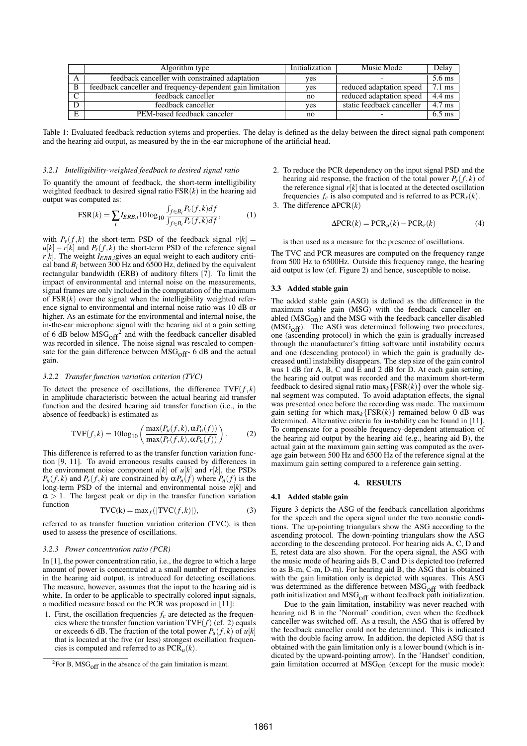|  | Algorithm type | Initialization | Music Mode | Delay |
|---|---|---|---|---|
| A | feedback canceller with constrained adaptation | yes | - | 5.6 ms |
| B | feedback canceller and frequency-dependent gain limitation | yes | reduced adaptation speed | 7.1 ms |
| C | feedback canceller | no | reduced adaptation speed | 4.4 ms |
| D | feedback canceller | yes | static feedback canceller | 4.7 ms |
| E | PEM-based feedback canceler | no | - | 6.5 ms |

Table 1: Evaluated feedback reduction sytems and properties. The delay is defined as the delay between the direct signal path component and the hearing aid output, as measured by the in-the-ear microphone of the artificial head.

#### 3.2.1 Intelligibility-weighted feedback to desired signal ratio

To quantify the amount of feedback, the short-term intelligibility weighted feedback to desired signal ratio $\text{FSR}(k)$ in the hearing aid output was computed as:

$$\text{FSR}(k) = \sum_i I_{ERB,i} 10\log_{10} \frac{\int_{f\in B_i} P_v(f,k)df}{\int_{f\in B_i} P_r(f,k)df}, \tag{1}$$

with $P_v(f,k)$ the short-term PSD of the feedback signal $v[k] = u[k] - r[k]$ and $P_r(f,k)$ the short-term PSD of the reference signal $r[k]$. The weight $I_{ERB,i}$gives an equal weight to each auditory critical band $B_i$ between 300 Hz and 6500 Hz, defined by the equivalent rectangular bandwidth (ERB) of auditory filters [7]. To limit the impact of environmental and internal noise on the measurements, signal frames are only included in the computation of the maximum of $\text{FSR}(k)$ over the signal when the intelligibility weighted reference signal to environmental and internal noise ratio was 10 dB or higher. As an estimate for the environmental and internal noise, the in-the-ear microphone signal with the hearing aid at a gain setting of 6 dB below $\text{MSG}_{\text{off}}$[2] and with the feedback canceller disabled was recorded in silence. The noise signal was rescaled to compensate for the gain difference between $\text{MSG}_{\text{off}}$- 6 dB and the actual gain.

#### 3.2.2 Transfer function variation criterion (TVC)

To detect the presence of oscillations, the difference $\text{TVF}(f,k)$ in amplitude characteristic between the actual hearing aid transfer function and the desired hearing aid transfer function (i.e., in the absence of feedback) is estimated as

$$\text{TVF}(f,k) = 10\log_{10}\left(\frac{\max(P_u(f,k), \alpha P_n(f))}{\max(P_r(f,k), \alpha P_n(f))}\right). \tag{2}$$

This difference is referred to as the transfer function variation function [9, 11]. To avoid erroneous results caused by differences in the environment noise component $n[k]$ of $u[k]$ and $r[k]$, the PSDs $P_u(f,k)$ and $P_r(f,k)$ are constrained by $\alpha P_n(f)$ where $P_n(f)$ is the long-term PSD of the internal and environmental noise $n[k]$ and $\alpha > 1$. The largest peak or dip in the transfer function variation function

$$\text{TVC(k)} = \max_f(|\text{TVC}(f,k)|), \tag{3}$$

referred to as transfer function variation criterion (TVC), is then used to assess the presence of oscillations.

#### 3.2.3 Power concentration ratio (PCR)

In [1], the power concentration ratio, i.e., the degree to which a large amount of power is concentrated at a small number of frequencies in the hearing aid output, is introduced for detecting oscillations. The measure, however, assumes that the input to the hearing aid is white. In order to be applicable to spectrally colored input signals, a modified measure based on the PCR was proposed in [11]:

1. First, the oscillation frequencies $f_c$ are detected as the frequencies where the transfer function variation $\text{TVF}(f)$ (cf. 2) equals or exceeds 6 dB. The fraction of the total power $P_u(f,k)$ of $u[k]$ that is located at the five (or less) strongest oscillation frequencies is computed and referred to as $\text{PCR}_u(k)$.
2. To reduce the PCR dependency on the input signal PSD and the hearing aid response, the fraction of the total power $P_r(f,k)$ of the reference signal $r[k]$ that is located at the detected oscillation frequencies $f_c$ is also computed and is referred to as $\text{PCR}_r(k)$.
3. The difference $\Delta\text{PCR}(k)$

$$\Delta\text{PCR}(k) = \text{PCR}_u(k) - \text{PCR}_r(k) \tag{4}$$

is then used as a measure for the presence of oscillations.

The TVC and PCR measures are computed on the frequency range from 500 Hz to 6500Hz. Outside this frequency range, the hearing aid output is low (cf. Figure 2) and hence, susceptible to noise.

### 3.3 Added stable gain

The added stable gain (ASG) is defined as the difference in the maximum stable gain (MSG) with the feedback canceller enabled ($\text{MSG}_{\text{on}}$) and the MSG with the feedback canceller disabled ($\text{MSG}_{\text{off}}$). The ASG was determined following two procedures, one (ascending protocol) in which the gain is gradually increased through the manufacturer's fitting software until instability occurs and one (descending protocol) in which the gain is gradually decreased until instability disappears. The step size of the gain control was 1 dB for A, B, C and E and 2 dB for D. At each gain setting, the hearing aid output was recorded and the maximum short-term feedback to desired signal ratio $\max_k\{\text{FSR}(k)\}$ over the whole signal segment was computed. To avoid adaptation effects, the signal was presented once before the recording was made. The maximum gain setting for which $\max_k\{\text{FSR}(k)\}$ remained below 0 dB was determined. Alternative criteria for instability can be found in [11]. To compensate for a possible frequency-dependent attenuation of the hearing aid output by the hearing aid (e.g., hearing aid B), the actual gain at the maximum gain setting was computed as the average gain between 500 Hz and 6500 Hz of the reference signal at the maximum gain setting compared to a reference gain setting.

## 4. RESULTS

### 4.1 Added stable gain

Figure 3 depicts the ASG of the feedback cancellation algorithms for the speech and the opera signal under the two acoustic conditions. The up-pointing triangulars show the ASG according to the ascending protocol. The down-pointing triangulars show the ASG according to the descending protocol. For hearing aids A, C, D and E, retest data are also shown. For the opera signal, the ASG with the music mode of hearing aids B, C and D is depicted too (referred to as B-m, C-m, D-m). For hearing aid B, the ASG that is obtained with the gain limitation only is depicted with squares. This ASG was determined as the difference between $\text{MSG}_{\text{off}}$ with feedback path initialization and $\text{MSG}_{\text{off}}$ without feedback path initialization.

Due to the gain limitation, instability was never reached with hearing aid B in the 'Normal' condition, even when the feedback canceller was switched off. As a result, the ASG that is offered by the feedback canceller could not be determined. This is indicated with the double facing arrow. In addition, the depicted ASG that is obtained with the gain limitation only is a lower bound (which is indicated by the upward-pointing arrow). In the 'Handset' condition, gain limitation occurred at $\text{MSG}_{\text{on}}$ (except for the music mode):

[2] For B, $\text{MSG}_{\text{off}}$ in the absence of the gain limitation is meant.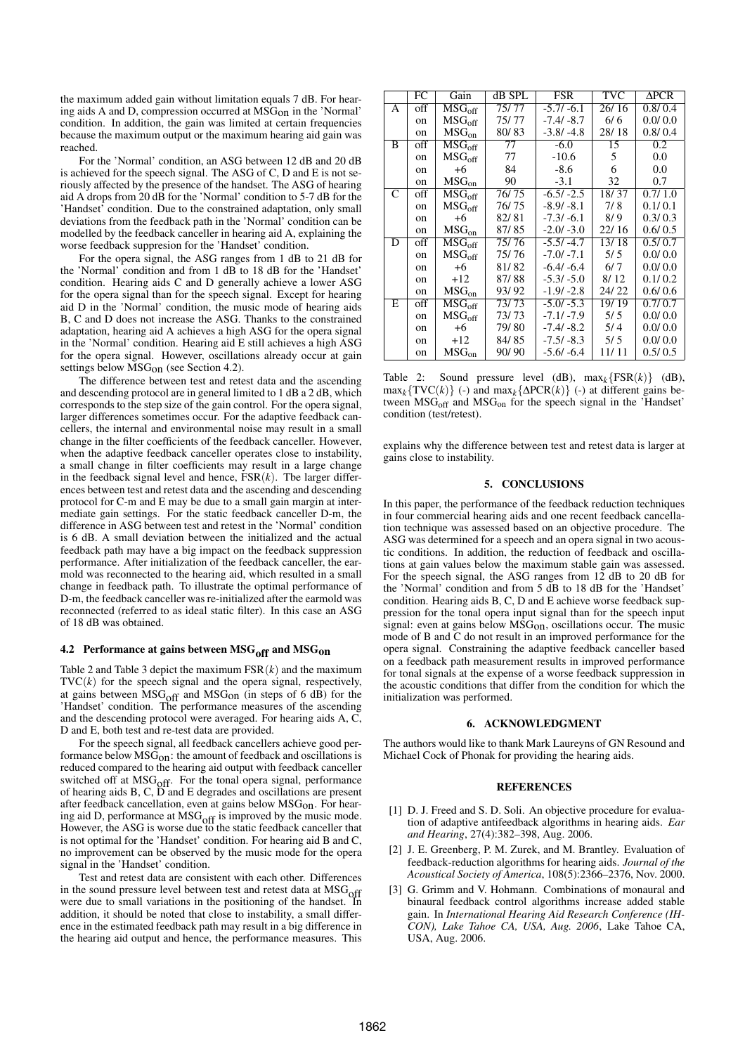the maximum added gain without limitation equals 7 dB. For hearing aids A and D, compression occurred at $MSG_{on}$ in the 'Normal' condition. In addition, the gain was limited at certain frequencies because the maximum output or the maximum hearing aid gain was reached.

For the 'Normal' condition, an ASG between 12 dB and 20 dB is achieved for the speech signal. The ASG of C, D and E is not seriously affected by the presence of the handset. The ASG of hearing aid A drops from 20 dB for the 'Normal' condition to 5-7 dB for the 'Handset' condition. Due to the constrained adaptation, only small deviations from the feedback path in the 'Normal' condition can be modelled by the feedback canceller in hearing aid A, explaining the worse feedback suppresion for the 'Handset' condition.

For the opera signal, the ASG ranges from 1 dB to 21 dB for the 'Normal' condition and from 1 dB to 18 dB for the 'Handset' condition. Hearing aids C and D generally achieve a lower ASG for the opera signal than for the speech signal. Except for hearing aid D in the 'Normal' condition, the music mode of hearing aids B, C and D does not increase the ASG. Thanks to the constrained adaptation, hearing aid A achieves a high ASG for the opera signal in the 'Normal' condition. Hearing aid E still achieves a high ASG for the opera signal. However, oscillations already occur at gain settings below $MSG_{on}$ (see Section 4.2).

The difference between test and retest data and the ascending and descending protocol are in general limited to 1 dB a 2 dB, which corresponds to the step size of the gain control. For the opera signal, larger differences sometimes occur. For the adaptive feedback cancellers, the internal and environmental noise may result in a small change in the filter coefficients of the feedback canceller. However, when the adaptive feedback canceller operates close to instability, a small change in filter coefficients may result in a large change in the feedback signal level and hence, $\mathrm{FSR}(k)$. The larger differences between test and retest data and the ascending and descending protocol for C-m and E may be due to a small gain margin at intermediate gain settings. For the static feedback canceller D-m, the difference in ASG between test and retest in the 'Normal' condition is 6 dB. A small deviation between the initialized and the actual feedback path may have a big impact on the feedback suppression performance. After initialization of the feedback canceller, the earmold was reconnected to the hearing aid, which resulted in a small change in feedback path. To illustrate the optimal performance of D-m, the feedback canceller was re-initialized after the earmold was reconnected (referred to as ideal static filter). In this case an ASG of 18 dB was obtained.

### 4.2 Performance at gains between $MSG_{off}$ and $MSG_{on}$

Table 2 and Table 3 depict the maximum $\mathrm{FSR}(k)$ and the maximum $\mathrm{TVC}(k)$ for the speech signal and the opera signal, respectively, at gains between $MSG_{off}$ and $MSG_{on}$ (in steps of 6 dB) for the 'Handset' condition. The performance measures of the ascending and the descending protocol were averaged. For hearing aids A, C, D and E, both test and re-test data are provided.

For the speech signal, all feedback cancellers achieve good performance below $MSG_{on}$: the amount of feedback and oscillations is reduced compared to the hearing aid output with feedback canceller switched off at $MSG_{off}$. For the tonal opera signal, performance of hearing aids B, C, D and E degrades and oscillations are present after feedback cancellation, even at gains below $MSG_{on}$. For hearing aid D, performance at $MSG_{off}$ is improved by the music mode. However, the ASG is worse due to the static feedback canceller that is not optimal for the 'Handset' condition. For hearing aid B and C, no improvement can be observed by the music mode for the opera signal in the 'Handset' condition.

Test and retest data are consistent with each other. Differences in the sound pressure level between test and retest data at $MSG_{off}$ were due to small variations in the positioning of the handset. In addition, it should be noted that close to instability, a small difference in the estimated feedback path may result in a big difference in the hearing aid output and hence, the performance measures. This explains why the difference between test and retest data is larger at gains close to instability.

| | FC | Gain | dB SPL | FSR | TVC | ΔPCR |
|---|---|---|---|---|---|---|
| A | off | $MSG_{off}$ | 75/ 77 | -5.7/ -6.1 | 26/ 16 | 0.8/ 0.4 |
| | on | $MSG_{off}$ | 75/ 77 | -7.4/ -8.7 | 6/ 6 | 0.0/ 0.0 |
| | on | $MSG_{on}$ | 80/ 83 | -3.8/ -4.8 | 28/ 18 | 0.8/ 0.4 |
| B | off | $MSG_{off}$ | 77 | -6.0 | 15 | 0.2 |
| | on | $MSG_{off}$ | 77 | -10.6 | 5 | 0.0 |
| | on | +6 | 84 | -8.6 | 6 | 0.0 |
| | on | $MSG_{on}$ | 90 | -3.1 | 32 | 0.7 |
| C | off | $MSG_{off}$ | 76/ 75 | -6.5/ -2.5 | 18/ 37 | 0.7/ 1.0 |
| | on | $MSG_{off}$ | 76/ 75 | -8.9/ -8.1 | 7/ 8 | 0.1/ 0.1 |
| | on | +6 | 82/ 81 | -7.3/ -6.1 | 8/ 9 | 0.3/ 0.3 |
| | on | $MSG_{on}$ | 87/ 85 | -2.0/ -3.0 | 22/ 16 | 0.6/ 0.5 |
| D | off | $MSG_{off}$ | 75/ 76 | -5.5/ -4.7 | 13/ 18 | 0.5/ 0.7 |
| | on | $MSG_{off}$ | 75/ 76 | -7.0/ -7.1 | 5/ 5 | 0.0/ 0.0 |
| | on | +6 | 81/ 82 | -6.4/ -6.4 | 6/ 7 | 0.0/ 0.0 |
| | on | +12 | 87/ 88 | -5.3/ -5.0 | 8/ 12 | 0.1/ 0.2 |
| | on | $MSG_{on}$ | 93/ 92 | -1.9/ -2.8 | 24/ 22 | 0.6/ 0.6 |
| E | off | $MSG_{off}$ | 73/ 73 | -5.0/ -5.3 | 19/ 19 | 0.7/ 0.7 |
| | on | $MSG_{off}$ | 73/ 73 | -7.1/ -7.9 | 5/ 5 | 0.0/ 0.0 |
| | on | +6 | 79/ 80 | -7.4/ -8.2 | 5/ 4 | 0.0/ 0.0 |
| | on | +12 | 84/ 85 | -7.5/ -8.3 | 5/ 5 | 0.0/ 0.0 |
| | on | $MSG_{on}$ | 90/ 90 | -5.6/ -6.4 | 11/ 11 | 0.5/ 0.5 |

Table 2: Sound pressure level (dB), $\max_k\{\mathrm{FSR}(k)\}$ (dB), $\max_k\{\mathrm{TVC}(k)\}$ (-) and $\max_k\{\Delta\mathrm{PCR}(k)\}$ (-) at different gains between $MSG_{off}$ and $MSG_{on}$ for the speech signal in the 'Handset' condition (test/retest).

## 5. CONCLUSIONS

In this paper, the performance of the feedback reduction techniques in four commercial hearing aids and one recent feedback cancellation technique was assessed based on an objective procedure. The ASG was determined for a speech and an opera signal in two acoustic conditions. In addition, the reduction of feedback and oscillations at gain values below the maximum stable gain was assessed. For the speech signal, the ASG ranges from 12 dB to 20 dB for the 'Normal' condition and from 5 dB to 18 dB for the 'Handset' condition. Hearing aids B, C, D and E achieve worse feedback suppression for the tonal opera input signal than for the speech input signal: even at gains below $MSG_{on}$, oscillations occur. The music mode of B and C do not result in an improved performance for the opera signal. Constraining the adaptive feedback canceller based on a feedback path measurement results in improved performance for tonal signals at the expense of a worse feedback suppression in the acoustic conditions that differ from the condition for which the initialization was performed.

## 6. ACKNOWLEDGMENT

The authors would like to thank Mark Laureyns of GN Resound and Michael Cock of Phonak for providing the hearing aids.

## REFERENCES

[1] D. J. Freed and S. D. Soli. An objective procedure for evaluation of adaptive antifeedback algorithms in hearing aids. *Ear and Hearing*, 27(4):382–398, Aug. 2006.

[2] J. E. Greenberg, P. M. Zurek, and M. Brantley. Evaluation of feedback-reduction algorithms for hearing aids. *Journal of the Acoustical Society of America*, 108(5):2366–2376, Nov. 2000.

[3] G. Grimm and V. Hohmann. Combinations of monaural and binaural feedback control algorithms increase added stable gain. In *International Hearing Aid Research Conference (IHCON), Lake Tahoe CA, USA, Aug. 2006*, Lake Tahoe CA, USA, Aug. 2006.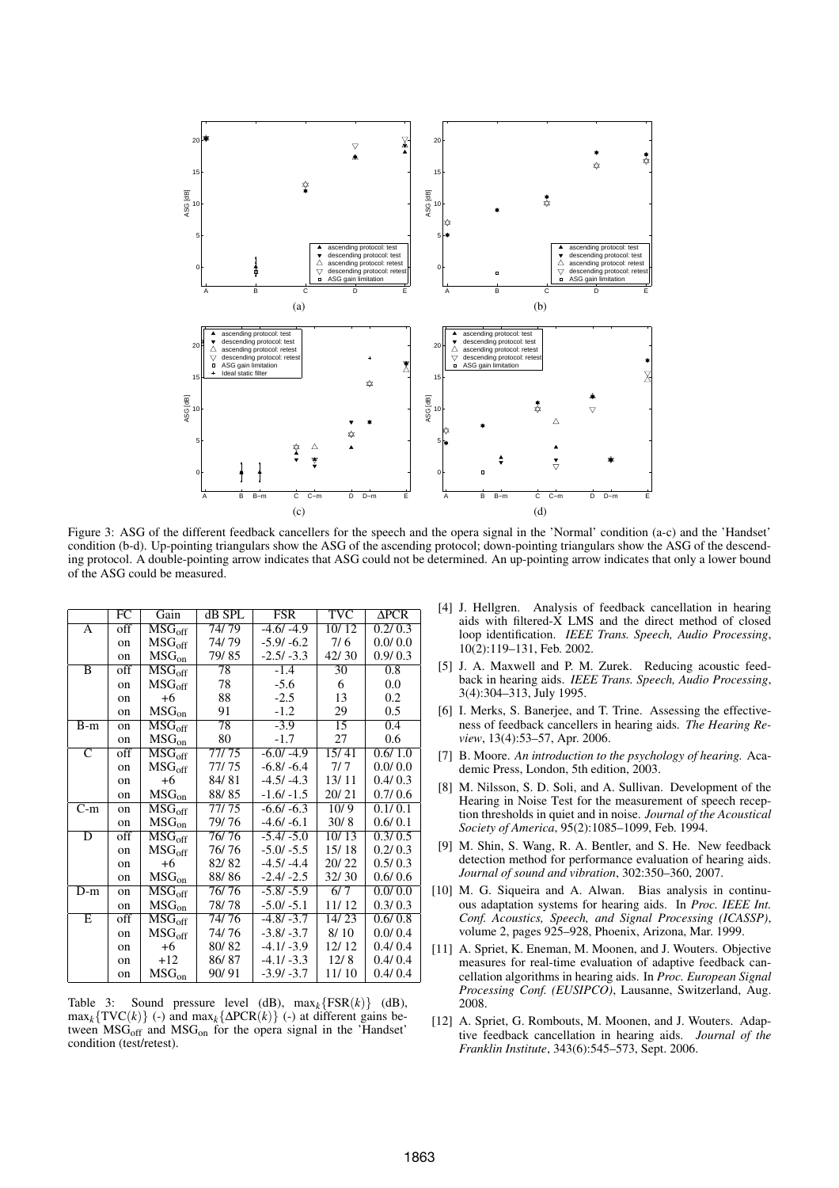ASG [dB]

20
15
10
5
0

A B C D E

▲ ascending protocol: test
▼ descending protocol: test
△ ascending protocol: retest
▽ descending protocol: retest
□ ASG gain limitation

(a)

ASG [dB]

20
15
10
5
0

A B C D E

▲ ascending protocol: test
▼ descending protocol: test
△ ascending protocol: retest
▽ descending protocol: retest
□ ASG gain limitation

(b)

ASG [dB]

20
15
10
5
0

A B B−m C C−m D D−m E

▲ ascending protocol: test
▼ descending protocol: test
△ ascending protocol: retest
▽ descending protocol: retest
□ ASG gain limitation
+ Ideal static filter

(c)

ASG [dB]

20
15
10
5
0

A B B−m C C−m D D−m E

▲ ascending protocol: test
▼ descending protocol: test
△ ascending protocol: retest
▽ descending protocol: retest
□ ASG gain limitation

(d)

Figure 3: ASG of the different feedback cancellers for the speech and the opera signal in the 'Normal' condition (a-c) and the 'Handset' condition (b-d). Up-pointing triangulars show the ASG of the ascending protocol; down-pointing triangulars show the ASG of the descending protocol. A double-pointing arrow indicates that ASG could not be determined. An up-pointing arrow indicates that only a lower bound of the ASG could be measured.

| | FC | Gain | dB SPL | FSR | TVC | $\Delta$PCR |
|---|---|---|---|---|---|---|
| A | off | $MSG_{off}$ | 74/ 79 | -4.6/ -4.9 | 10/ 12 | 0.2/ 0.3 |
| | on | $MSG_{off}$ | 74/ 79 | -5.9/ -6.2 | 7/ 6 | 0.0/ 0.0 |
| | on | $MSG_{on}$ | 79/ 85 | -2.5/ -3.3 | 42/ 30 | 0.9/ 0.3 |
| B | off | $MSG_{off}$ | 78 | -1.4 | 30 | 0.8 |
| | on | $MSG_{off}$ | 78 | -5.6 | 6 | 0.0 |
| | on | +6 | 88 | -2.5 | 13 | 0.2 |
| | on | $MSG_{on}$ | 91 | -1.2 | 29 | 0.5 |
| B-m | on | $MSG_{off}$ | 78 | -3.9 | 15 | 0.4 |
| | on | $MSG_{on}$ | 80 | -1.7 | 27 | 0.6 |
| C | off | $MSG_{off}$ | 77/ 75 | -6.0/ -4.9 | 15/ 41 | 0.6/ 1.0 |
| | on | $MSG_{off}$ | 77/ 75 | -6.8/ -6.4 | 7/ 7 | 0.0/ 0.0 |
| | on | +6 | 84/ 81 | -4.5/ -4.3 | 13/ 11 | 0.4/ 0.3 |
| | on | $MSG_{on}$ | 88/ 85 | -1.6/ -1.5 | 20/ 21 | 0.7/ 0.6 |
| C-m | on | $MSG_{off}$ | 77/ 75 | -6.6/ -6.3 | 10/ 9 | 0.1/ 0.1 |
| | on | $MSG_{on}$ | 79/ 76 | -4.6/ -6.1 | 30/ 8 | 0.6/ 0.1 |
| D | off | $MSG_{off}$ | 76/ 76 | -5.4/ -5.0 | 10/ 13 | 0.3/ 0.5 |
| | on | $MSG_{off}$ | 76/ 76 | -5.0/ -5.5 | 15/ 18 | 0.2/ 0.3 |
| | on | +6 | 82/ 82 | -4.5/ -4.4 | 20/ 22 | 0.5/ 0.3 |
| | on | $MSG_{on}$ | 88/ 86 | -2.4/ -2.5 | 32/ 30 | 0.6/ 0.6 |
| D-m | on | $MSG_{off}$ | 76/ 76 | -5.8/ -5.9 | 6/ 7 | 0.0/ 0.0 |
| | on | $MSG_{on}$ | 78/ 78 | -5.0/ -5.1 | 11/ 12 | 0.3/ 0.3 |
| E | off | $MSG_{off}$ | 74/ 76 | -4.8/ -3.7 | 14/ 23 | 0.6/ 0.8 |
| | on | $MSG_{off}$ | 74/ 76 | -3.8/ -3.7 | 8/ 10 | 0.0/ 0.4 |
| | on | +6 | 80/ 82 | -4.1/ -3.9 | 12/ 12 | 0.4/ 0.4 |
| | on | +12 | 86/ 87 | -4.1/ -3.3 | 12/ 8 | 0.4/ 0.4 |
| | on | $MSG_{on}$ | 90/ 91 | -3.9/ -3.7 | 11/ 10 | 0.4/ 0.4 |

Table 3: Sound pressure level (dB), $\max_k\{\text{FSR}(k)\}$ (dB), $\max_k\{\text{TVC}(k)\}$ (-) and $\max_k\{\Delta\text{PCR}(k)\}$ (-) at different gains between $MSG_{off}$ and $MSG_{on}$ for the opera signal in the 'Handset' condition (test/retest).

[4] J. Hellgren. Analysis of feedback cancellation in hearing aids with filtered-X LMS and the direct method of closed loop identification. *IEEE Trans. Speech, Audio Processing*, 10(2):119–131, Feb. 2002.

[5] J. A. Maxwell and P. M. Zurek. Reducing acoustic feedback in hearing aids. *IEEE Trans. Speech, Audio Processing*, 3(4):304–313, July 1995.

[6] I. Merks, S. Banerjee, and T. Trine. Assessing the effectiveness of feedback cancellers in hearing aids. *The Hearing Review*, 13(4):53–57, Apr. 2006.

[7] B. Moore. *An introduction to the psychology of hearing.* Academic Press, London, 5th edition, 2003.

[8] M. Nilsson, S. D. Soli, and A. Sullivan. Development of the Hearing in Noise Test for the measurement of speech reception thresholds in quiet and in noise. *Journal of the Acoustical Society of America*, 95(2):1085–1099, Feb. 1994.

[9] M. Shin, S. Wang, R. A. Bentler, and S. He. New feedback detection method for performance evaluation of hearing aids. *Journal of sound and vibration*, 302:350–360, 2007.

[10] M. G. Siqueira and A. Alwan. Bias analysis in continuous adaptation systems for hearing aids. In *Proc. IEEE Int. Conf. Acoustics, Speech, and Signal Processing (ICASSP)*, volume 2, pages 925–928, Phoenix, Arizona, Mar. 1999.

[11] A. Spriet, K. Eneman, M. Moonen, and J. Wouters. Objective measures for real-time evaluation of adaptive feedback cancellation algorithms in hearing aids. In *Proc. European Signal Processing Conf. (EUSIPCO)*, Lausanne, Switzerland, Aug. 2008.

[12] A. Spriet, G. Rombouts, M. Moonen, and J. Wouters. Adaptive feedback cancellation in hearing aids. *Journal of the Franklin Institute*, 343(6):545–573, Sept. 2006.